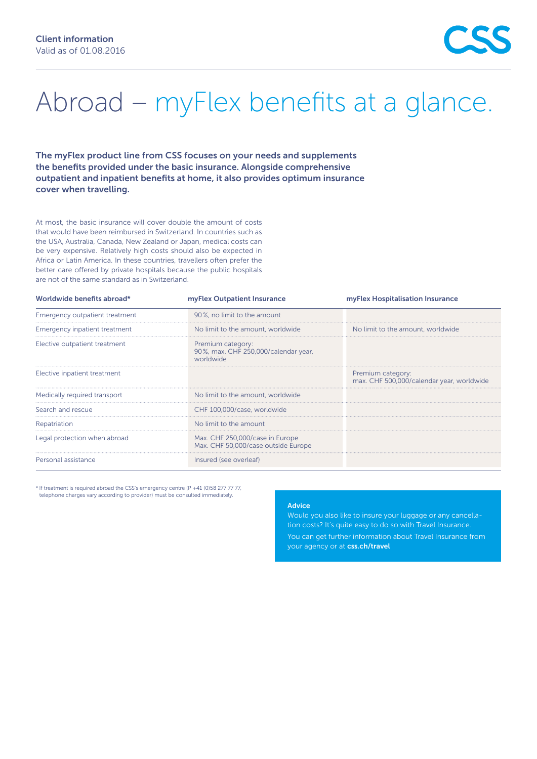**Client information**
Valid as of 01.08.2016

# Abroad – myFlex benefits at a glance.

**The myFlex product line from CSS focuses on your needs and supplements the benefits provided under the basic insurance. Alongside comprehensive outpatient and inpatient benefits at home, it also provides optimum insurance cover when travelling.**

At most, the basic insurance will cover double the amount of costs that would have been reimbursed in Switzerland. In countries such as the USA, Australia, Canada, New Zealand or Japan, medical costs can be very expensive. Relatively high costs should also be expected in Africa or Latin America. In these countries, travellers often prefer the better care offered by private hospitals because the public hospitals are not of the same standard as in Switzerland.

| Worldwide benefits abroad* | myFlex Outpatient Insurance | myFlex Hospitalisation Insurance |
|---|---|---|
| Emergency outpatient treatment | 90 %, no limit to the amount | |
| Emergency inpatient treatment | No limit to the amount, worldwide | No limit to the amount, worldwide |
| Elective outpatient treatment | Premium category: 90 %, max. CHF 250,000/calendar year, worldwide | |
| Elective inpatient treatment | | Premium category: max. CHF 500,000/calendar year, worldwide |
| Medically required transport | No limit to the amount, worldwide | |
| Search and rescue | CHF 100,000/case, worldwide | |
| Repatriation | No limit to the amount | |
| Legal protection when abroad | Max. CHF 250,000/case in Europe<br>Max. CHF 50,000/case outside Europe | |
| Personal assistance | Insured (see overleaf) | |

* If treatment is required abroad the CSS's emergency centre (P +41 (0)58 277 77 77, telephone charges vary according to provider) must be consulted immediately.

**Advice**

Would you also like to insure your luggage or any cancellation costs? It's quite easy to do so with Travel Insurance.

You can get further information about Travel Insurance from your agency or at **css.ch/travel**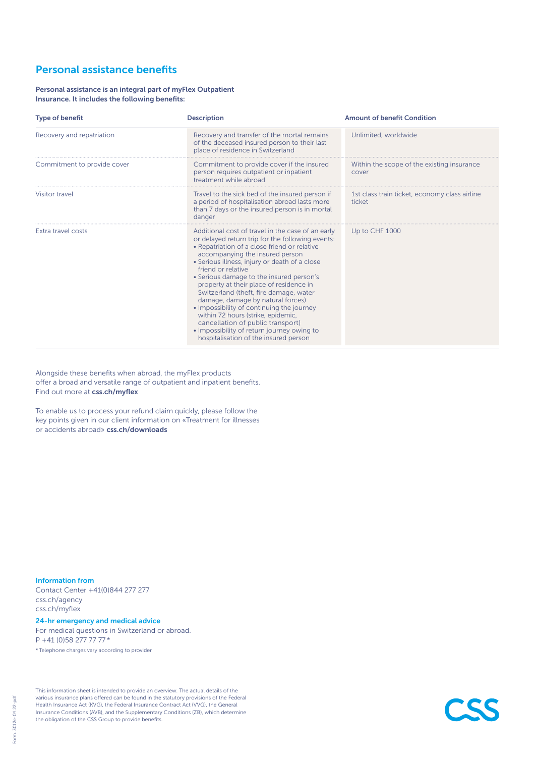## Personal assistance benefits

**Personal assistance is an integral part of myFlex Outpatient Insurance. It includes the following benefits:**

| Type of benefit | Description | Amount of benefit Condition |
|---|---|---|
| Recovery and repatriation | Recovery and transfer of the mortal remains of the deceased insured person to their last place of residence in Switzerland | Unlimited, worldwide |
| Commitment to provide cover | Commitment to provide cover if the insured person requires outpatient or inpatient treatment while abroad | Within the scope of the existing insurance cover |
| Visitor travel | Travel to the sick bed of the insured person if a period of hospitalisation abroad lasts more than 7 days or the insured person is in mortal danger | 1st class train ticket, economy class airline ticket |
| Extra travel costs | Additional cost of travel in the case of an early or delayed return trip for the following events:<br>• Repatriation of a close friend or relative accompanying the insured person<br>• Serious illness, injury or death of a close friend or relative<br>• Serious damage to the insured person's property at their place of residence in Switzerland (theft, fire damage, water damage, damage by natural forces)<br>• Impossibility of continuing the journey within 72 hours (strike, epidemic, cancellation of public transport)<br>• Impossibility of return journey owing to hospitalisation of the insured person | Up to CHF 1000 |

Alongside these benefits when abroad, the myFlex products offer a broad and versatile range of outpatient and inpatient benefits. Find out more at **css.ch/myflex**

To enable us to process your refund claim quickly, please follow the key points given in our client information on «Treatment for illnesses or accidents abroad» **css.ch/downloads**

**Information from**
Contact Center +41(0)844 277 277
css.ch/agency
css.ch/myflex

**24-hr emergency and medical advice**
For medical questions in Switzerland or abroad.
P +41 (0)58 277 77 77 *

* Telephone charges vary according to provider

This information sheet is intended to provide an overview. The actual details of the various insurance plans offered can be found in the statutory provisions of the Federal Health Insurance Act (KVG), the Federal Insurance Contract Act (VVG), the General Insurance Conditions (AVB), and the Supplementary Conditions (ZB), which determine the obligation of the CSS Group to provide benefits.

Form. 3012e-04.22-pdf

CSS